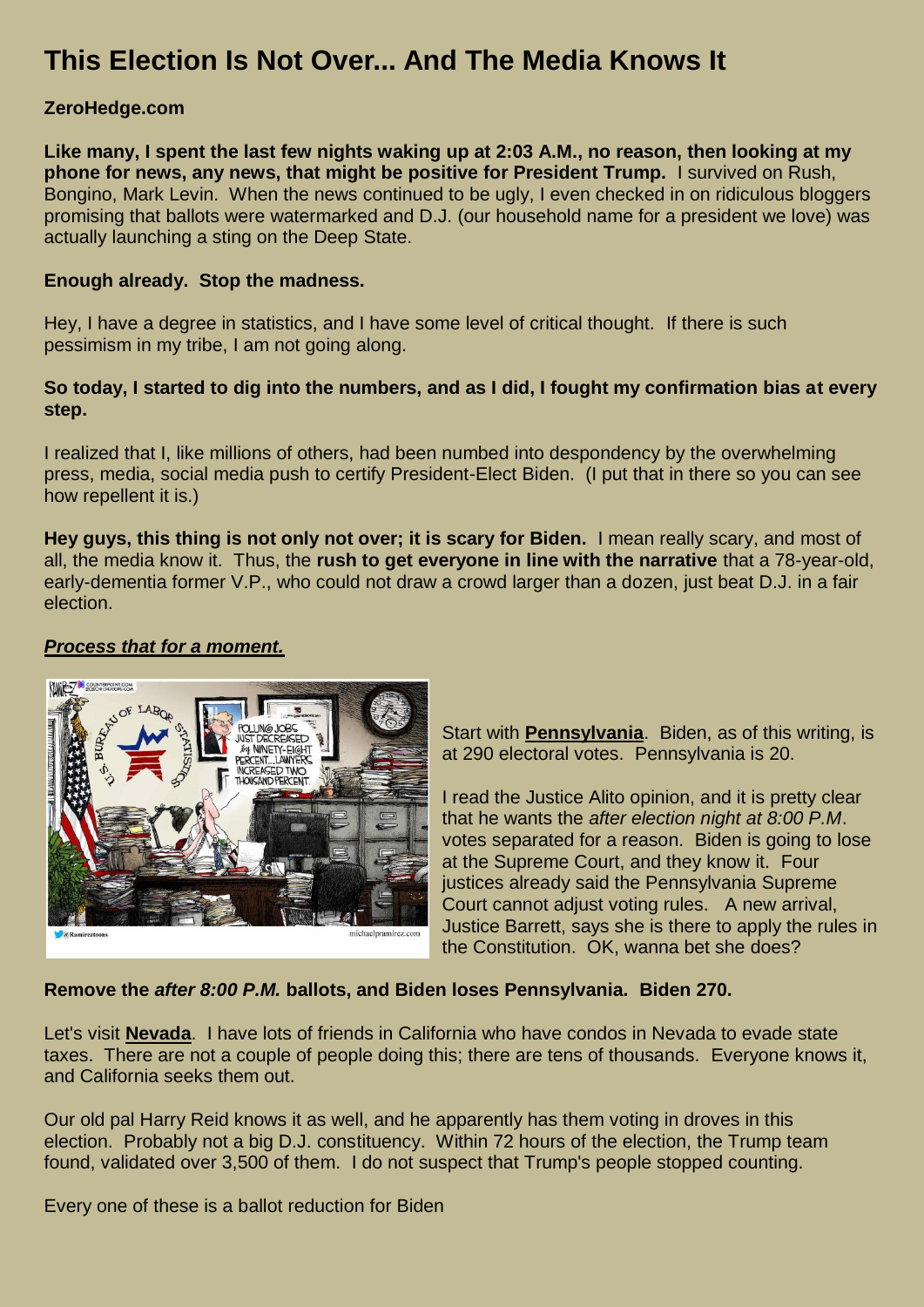# This Election Is Not Over... And The Media Knows It

**ZeroHedge.com**

**Like many, I spent the last few nights waking up at 2:03 A.M., no reason, then looking at my phone for news, any news, that might be positive for President Trump.** I survived on Rush, Bongino, Mark Levin. When the news continued to be ugly, I even checked in on ridiculous bloggers promising that ballots were watermarked and D.J. (our household name for a president we love) was actually launching a sting on the Deep State.

**Enough already. Stop the madness.**

Hey, I have a degree in statistics, and I have some level of critical thought. If there is such pessimism in my tribe, I am not going along.

**So today, I started to dig into the numbers, and as I did, I fought my confirmation bias at every step.**

I realized that I, like millions of others, had been numbed into despondency by the overwhelming press, media, social media push to certify President-Elect Biden. (I put that in there so you can see how repellent it is.)

**Hey guys, this thing is not only not over; it is scary for Biden.** I mean really scary, and most of all, the media know it. Thus, the **rush to get everyone in line with the narrative** that a 78-year-old, early-dementia former V.P., who could not draw a crowd larger than a dozen, just beat D.J. in a fair election.

***Process that for a moment.***

Start with **Pennsylvania**. Biden, as of this writing, is at 290 electoral votes. Pennsylvania is 20.

I read the Justice Alito opinion, and it is pretty clear that he wants the *after election night at 8:00 P.M*. votes separated for a reason. Biden is going to lose at the Supreme Court, and they know it. Four justices already said the Pennsylvania Supreme Court cannot adjust voting rules. A new arrival, Justice Barrett, says she is there to apply the rules in the Constitution. OK, wanna bet she does?

**Remove the *after 8:00 P.M.* ballots, and Biden loses Pennsylvania. Biden 270.**

Let's visit **Nevada**. I have lots of friends in California who have condos in Nevada to evade state taxes. There are not a couple of people doing this; there are tens of thousands. Everyone knows it, and California seeks them out.

Our old pal Harry Reid knows it as well, and he apparently has them voting in droves in this election. Probably not a big D.J. constituency. Within 72 hours of the election, the Trump team found, validated over 3,500 of them. I do not suspect that Trump's people stopped counting.

Every one of these is a ballot reduction for Biden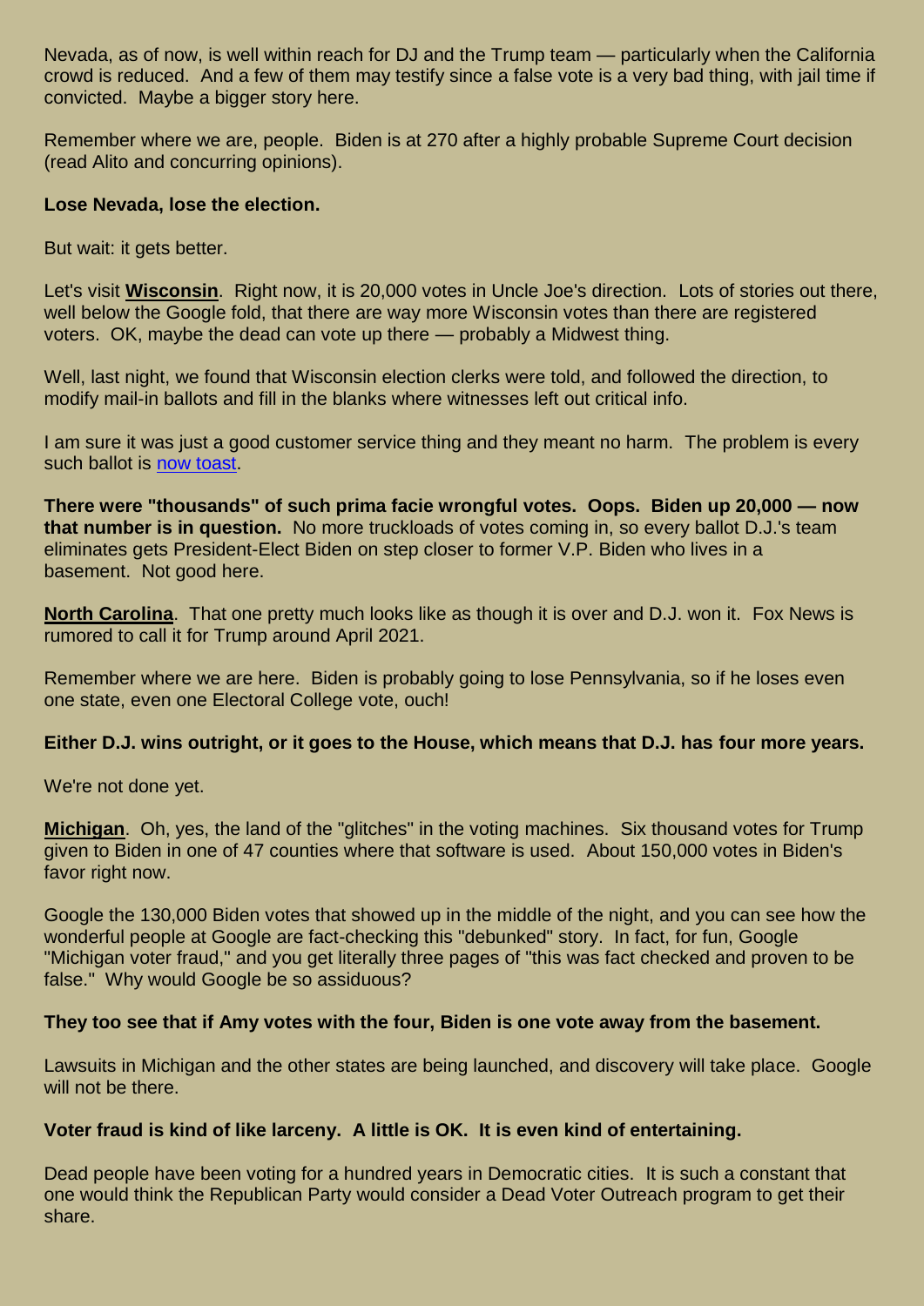Nevada, as of now, is well within reach for DJ and the Trump team — particularly when the California crowd is reduced. And a few of them may testify since a false vote is a very bad thing, with jail time if convicted. Maybe a bigger story here.

Remember where we are, people. Biden is at 270 after a highly probable Supreme Court decision (read Alito and concurring opinions).

**Lose Nevada, lose the election.**

But wait: it gets better.

Let's visit **Wisconsin**. Right now, it is 20,000 votes in Uncle Joe's direction. Lots of stories out there, well below the Google fold, that there are way more Wisconsin votes than there are registered voters. OK, maybe the dead can vote up there — probably a Midwest thing.

Well, last night, we found that Wisconsin election clerks were told, and followed the direction, to modify mail-in ballots and fill in the blanks where witnesses left out critical info.

I am sure it was just a good customer service thing and they meant no harm. The problem is every such ballot is [now toast]().

**There were "thousands" of such prima facie wrongful votes. Oops. Biden up 20,000 — now that number is in question.** No more truckloads of votes coming in, so every ballot D.J.'s team eliminates gets President-Elect Biden on step closer to former V.P. Biden who lives in a basement. Not good here.

**North Carolina**. That one pretty much looks like as though it is over and D.J. won it. Fox News is rumored to call it for Trump around April 2021.

Remember where we are here. Biden is probably going to lose Pennsylvania, so if he loses even one state, even one Electoral College vote, ouch!

**Either D.J. wins outright, or it goes to the House, which means that D.J. has four more years.**

We're not done yet.

**Michigan**. Oh, yes, the land of the "glitches" in the voting machines. Six thousand votes for Trump given to Biden in one of 47 counties where that software is used. About 150,000 votes in Biden's favor right now.

Google the 130,000 Biden votes that showed up in the middle of the night, and you can see how the wonderful people at Google are fact-checking this "debunked" story. In fact, for fun, Google "Michigan voter fraud," and you get literally three pages of "this was fact checked and proven to be false." Why would Google be so assiduous?

**They too see that if Amy votes with the four, Biden is one vote away from the basement.**

Lawsuits in Michigan and the other states are being launched, and discovery will take place. Google will not be there.

**Voter fraud is kind of like larceny. A little is OK. It is even kind of entertaining.**

Dead people have been voting for a hundred years in Democratic cities. It is such a constant that one would think the Republican Party would consider a Dead Voter Outreach program to get their share.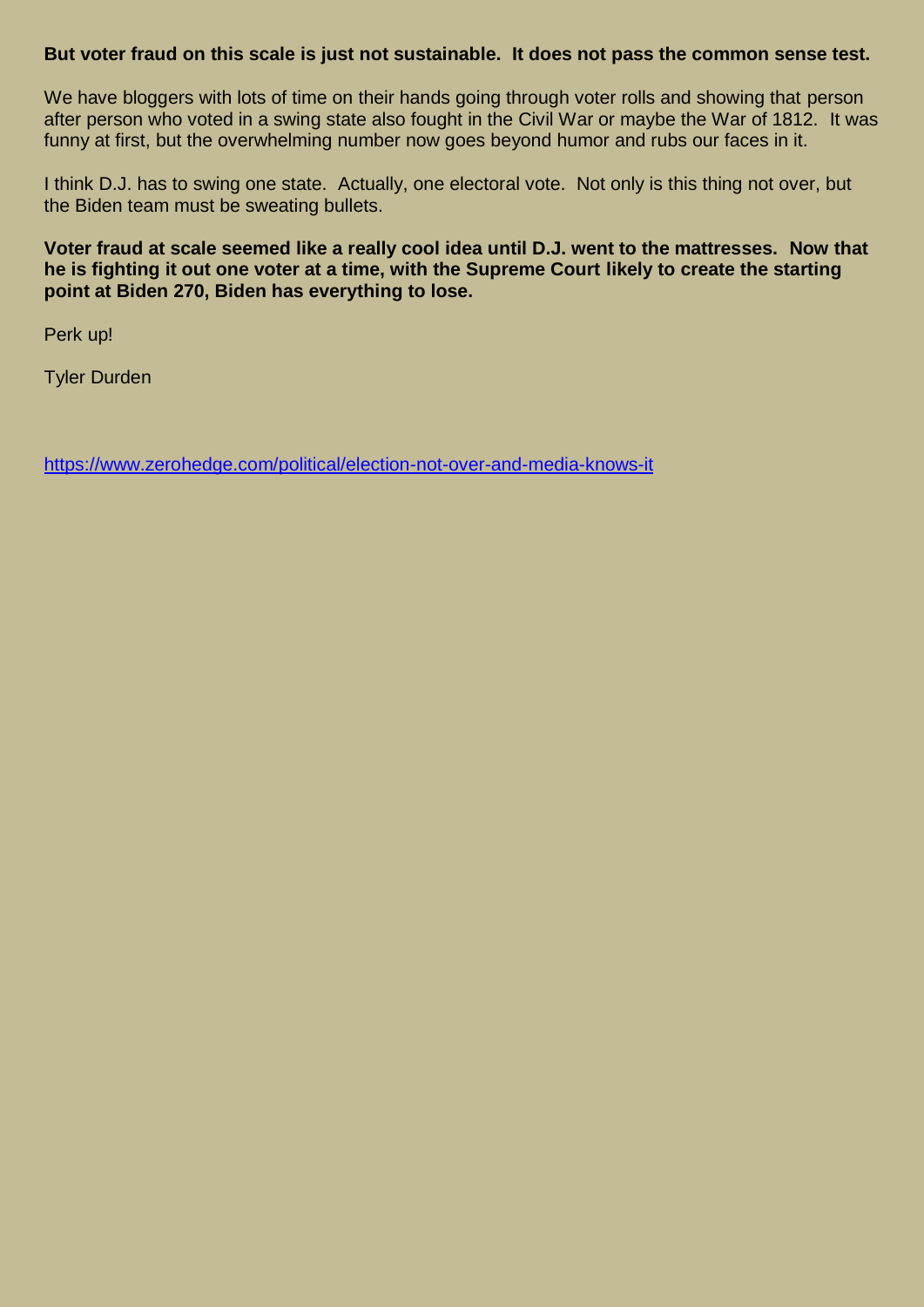**But voter fraud on this scale is just not sustainable. It does not pass the common sense test.**

We have bloggers with lots of time on their hands going through voter rolls and showing that person after person who voted in a swing state also fought in the Civil War or maybe the War of 1812. It was funny at first, but the overwhelming number now goes beyond humor and rubs our faces in it.

I think D.J. has to swing one state. Actually, one electoral vote. Not only is this thing not over, but the Biden team must be sweating bullets.

**Voter fraud at scale seemed like a really cool idea until D.J. went to the mattresses. Now that he is fighting it out one voter at a time, with the Supreme Court likely to create the starting point at Biden 270, Biden has everything to lose.**

Perk up!

Tyler Durden

https://www.zerohedge.com/political/election-not-over-and-media-knows-it